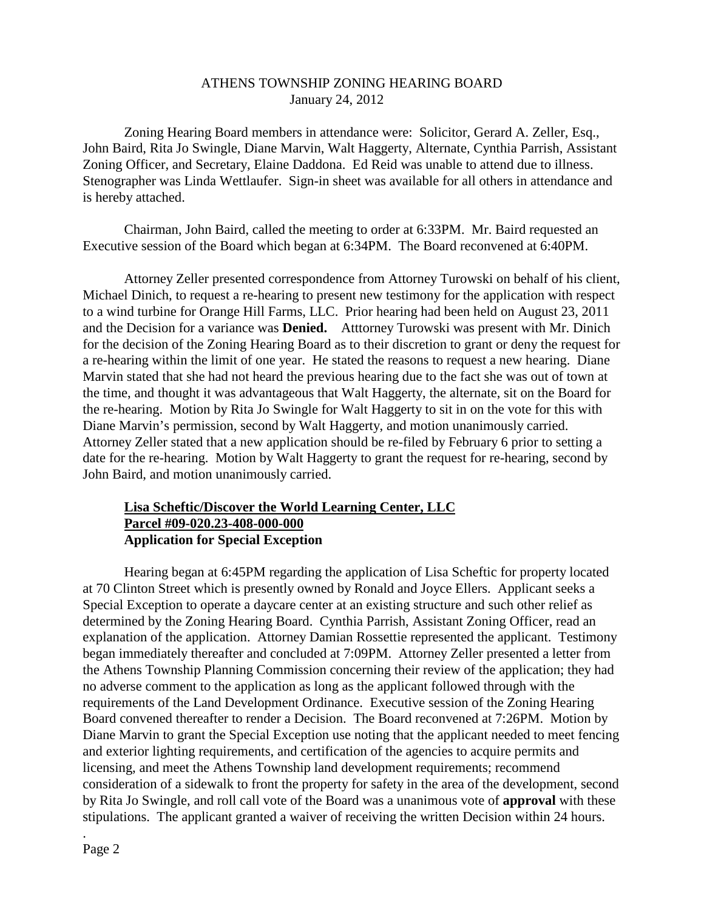ATHENS TOWNSHIP ZONING HEARING BOARD
January 24, 2012

Zoning Hearing Board members in attendance were: Solicitor, Gerard A. Zeller, Esq., John Baird, Rita Jo Swingle, Diane Marvin, Walt Haggerty, Alternate, Cynthia Parrish, Assistant Zoning Officer, and Secretary, Elaine Daddona. Ed Reid was unable to attend due to illness. Stenographer was Linda Wettlaufer. Sign-in sheet was available for all others in attendance and is hereby attached.

Chairman, John Baird, called the meeting to order at 6:33PM. Mr. Baird requested an Executive session of the Board which began at 6:34PM. The Board reconvened at 6:40PM.

Attorney Zeller presented correspondence from Attorney Turowski on behalf of his client, Michael Dinich, to request a re-hearing to present new testimony for the application with respect to a wind turbine for Orange Hill Farms, LLC. Prior hearing had been held on August 23, 2011 and the Decision for a variance was **Denied.** Atttorney Turowski was present with Mr. Dinich for the decision of the Zoning Hearing Board as to their discretion to grant or deny the request for a re-hearing within the limit of one year. He stated the reasons to request a new hearing. Diane Marvin stated that she had not heard the previous hearing due to the fact she was out of town at the time, and thought it was advantageous that Walt Haggerty, the alternate, sit on the Board for the re-hearing. Motion by Rita Jo Swingle for Walt Haggerty to sit in on the vote for this with Diane Marvin's permission, second by Walt Haggerty, and motion unanimously carried. Attorney Zeller stated that a new application should be re-filed by February 6 prior to setting a date for the re-hearing. Motion by Walt Haggerty to grant the request for re-hearing, second by John Baird, and motion unanimously carried.

**Lisa Scheftic/Discover the World Learning Center, LLC**
**Parcel #09-020.23-408-000-000**
**Application for Special Exception**

Hearing began at 6:45PM regarding the application of Lisa Scheftic for property located at 70 Clinton Street which is presently owned by Ronald and Joyce Ellers. Applicant seeks a Special Exception to operate a daycare center at an existing structure and such other relief as determined by the Zoning Hearing Board. Cynthia Parrish, Assistant Zoning Officer, read an explanation of the application. Attorney Damian Rossettie represented the applicant. Testimony began immediately thereafter and concluded at 7:09PM. Attorney Zeller presented a letter from the Athens Township Planning Commission concerning their review of the application; they had no adverse comment to the application as long as the applicant followed through with the requirements of the Land Development Ordinance. Executive session of the Zoning Hearing Board convened thereafter to render a Decision. The Board reconvened at 7:26PM. Motion by Diane Marvin to grant the Special Exception use noting that the applicant needed to meet fencing and exterior lighting requirements, and certification of the agencies to acquire permits and licensing, and meet the Athens Township land development requirements; recommend consideration of a sidewalk to front the property for safety in the area of the development, second by Rita Jo Swingle, and roll call vote of the Board was a unanimous vote of **approval** with these stipulations. The applicant granted a waiver of receiving the written Decision within 24 hours.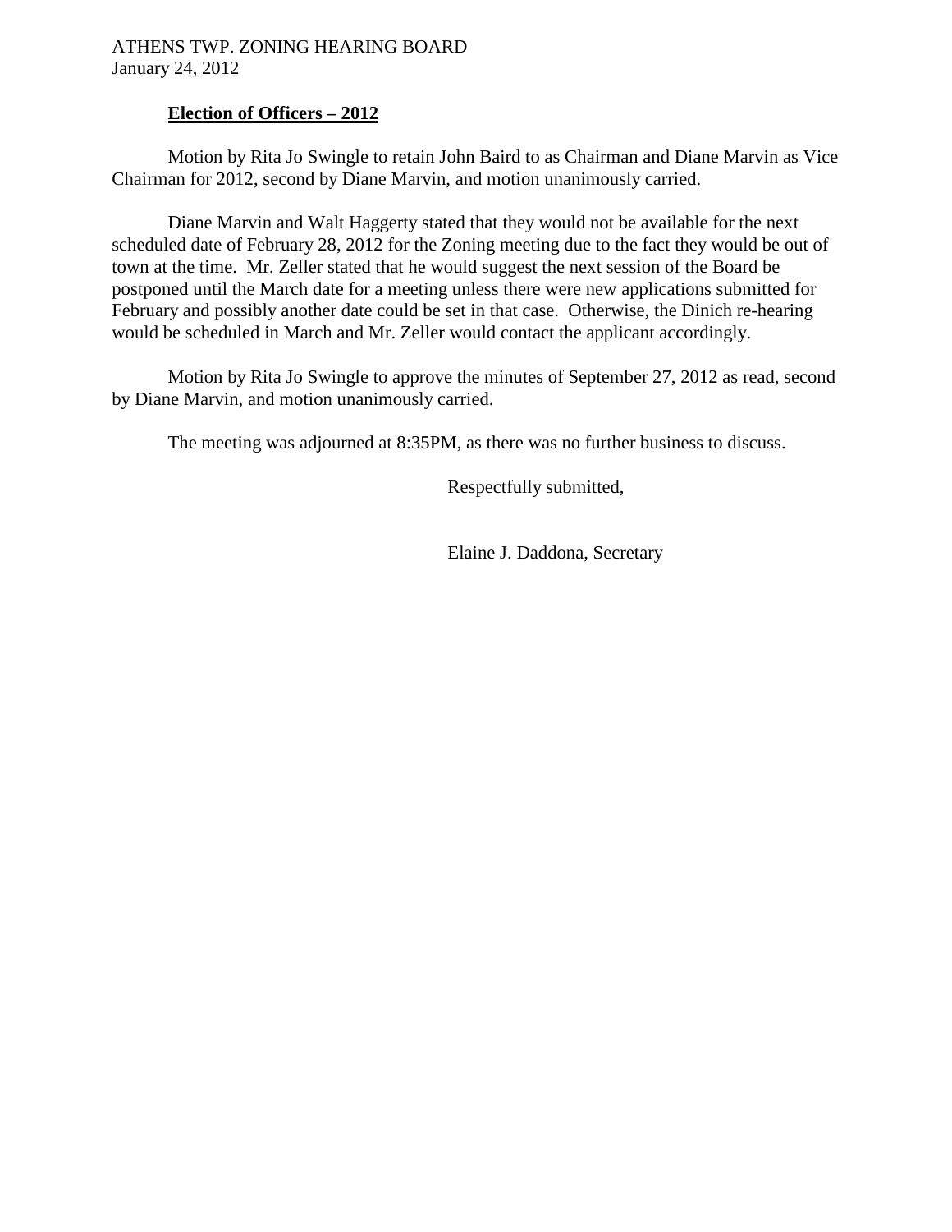ATHENS TWP. ZONING HEARING BOARD
January 24, 2012

**Election of Officers – 2012**

Motion by Rita Jo Swingle to retain John Baird to as Chairman and Diane Marvin as Vice Chairman for 2012, second by Diane Marvin, and motion unanimously carried.

Diane Marvin and Walt Haggerty stated that they would not be available for the next scheduled date of February 28, 2012 for the Zoning meeting due to the fact they would be out of town at the time. Mr. Zeller stated that he would suggest the next session of the Board be postponed until the March date for a meeting unless there were new applications submitted for February and possibly another date could be set in that case. Otherwise, the Dinich re-hearing would be scheduled in March and Mr. Zeller would contact the applicant accordingly.

Motion by Rita Jo Swingle to approve the minutes of September 27, 2012 as read, second by Diane Marvin, and motion unanimously carried.

The meeting was adjourned at 8:35PM, as there was no further business to discuss.

Respectfully submitted,

Elaine J. Daddona, Secretary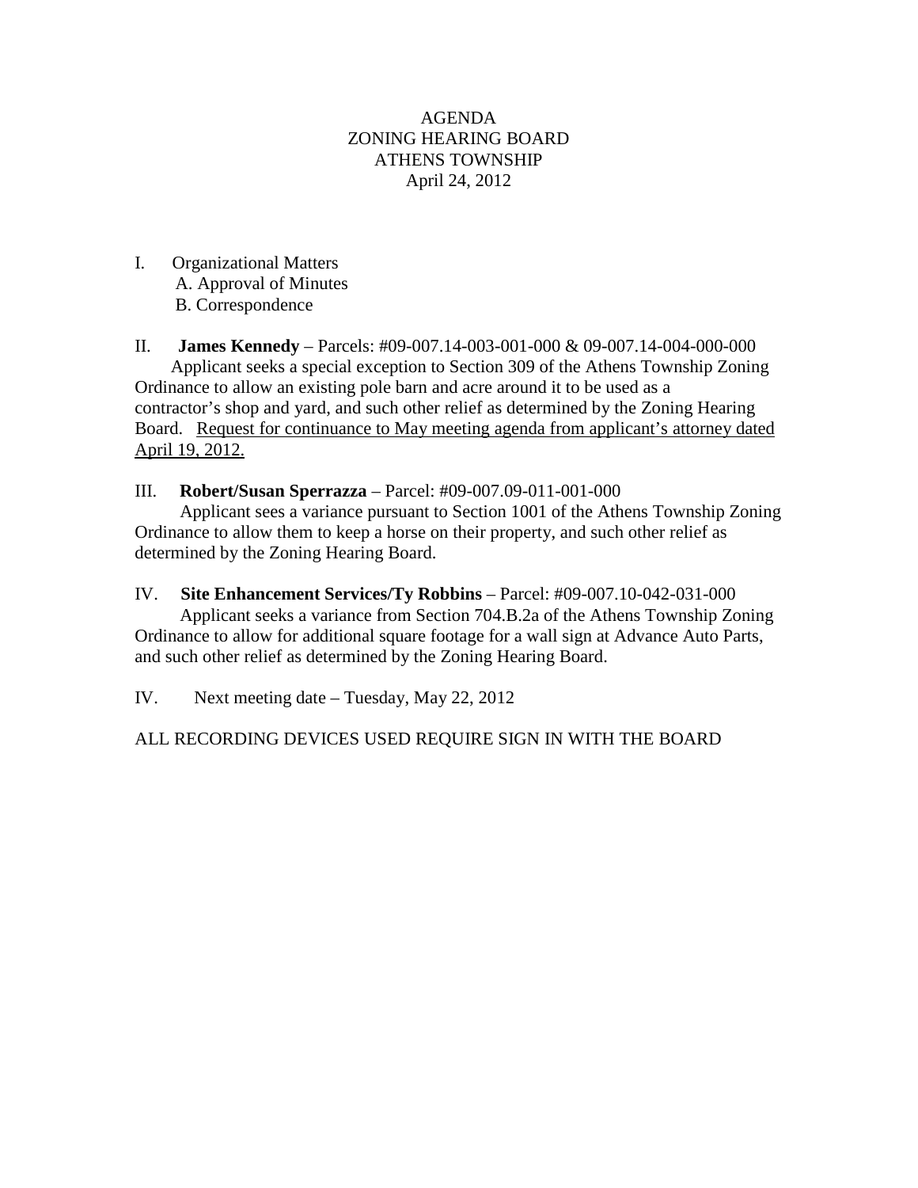AGENDA
ZONING HEARING BOARD
ATHENS TOWNSHIP
April 24, 2012

I. Organizational Matters
   A. Approval of Minutes
   B. Correspondence

II. **James Kennedy** – Parcels: #09-007.14-003-001-000 & 09-007.14-004-000-000
Applicant seeks a special exception to Section 309 of the Athens Township Zoning Ordinance to allow an existing pole barn and acre around it to be used as a contractor's shop and yard, and such other relief as determined by the Zoning Hearing Board. <u>Request for continuance to May meeting agenda from applicant's attorney dated April 19, 2012.</u>

III. **Robert/Susan Sperrazza** – Parcel: #09-007.09-011-001-000
Applicant sees a variance pursuant to Section 1001 of the Athens Township Zoning Ordinance to allow them to keep a horse on their property, and such other relief as determined by the Zoning Hearing Board.

IV. **Site Enhancement Services/Ty Robbins** – Parcel: #09-007.10-042-031-000
Applicant seeks a variance from Section 704.B.2a of the Athens Township Zoning Ordinance to allow for additional square footage for a wall sign at Advance Auto Parts, and such other relief as determined by the Zoning Hearing Board.

IV. Next meeting date – Tuesday, May 22, 2012

ALL RECORDING DEVICES USED REQUIRE SIGN IN WITH THE BOARD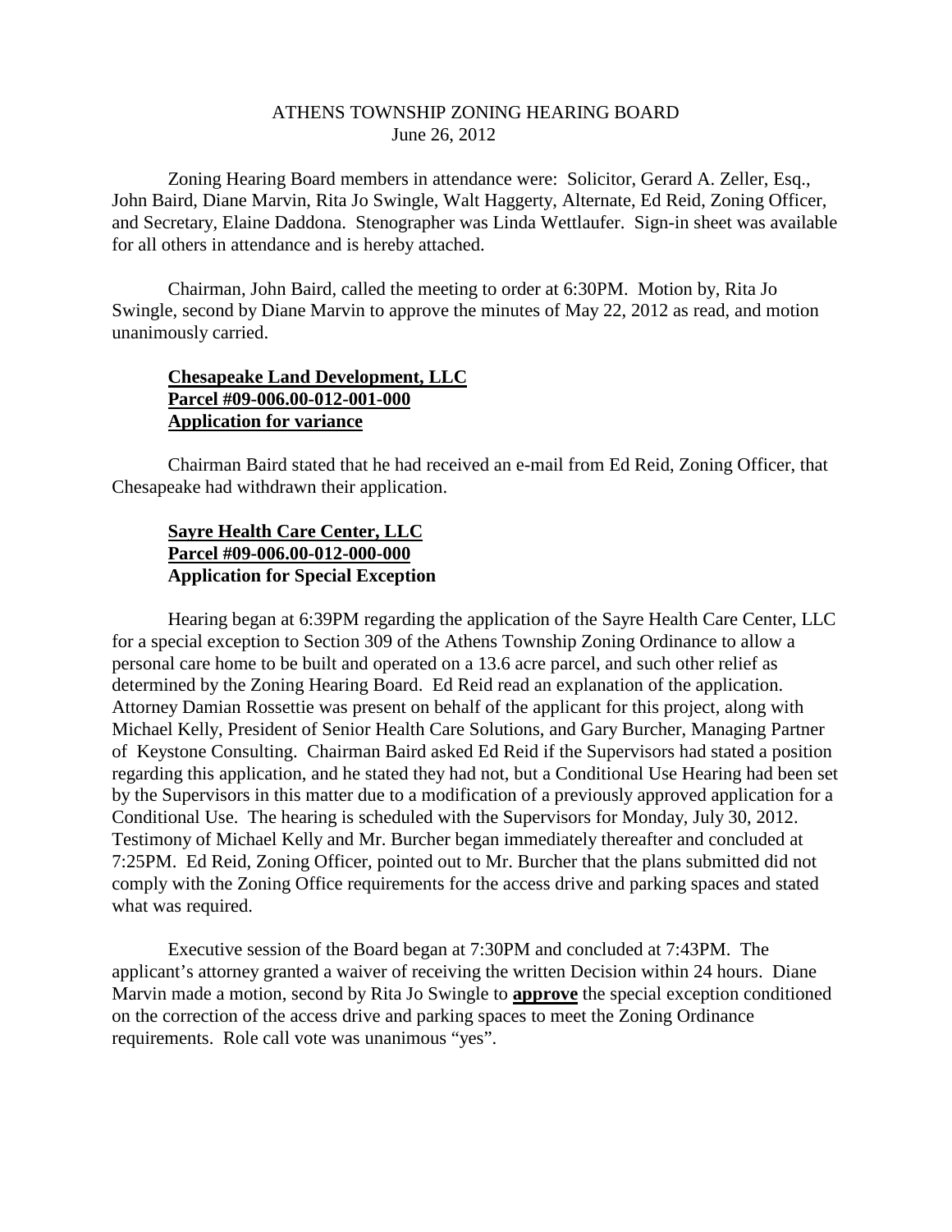# ATHENS TOWNSHIP ZONING HEARING BOARD
June 26, 2012

Zoning Hearing Board members in attendance were: Solicitor, Gerard A. Zeller, Esq., John Baird, Diane Marvin, Rita Jo Swingle, Walt Haggerty, Alternate, Ed Reid, Zoning Officer, and Secretary, Elaine Daddona. Stenographer was Linda Wettlaufer. Sign-in sheet was available for all others in attendance and is hereby attached.

Chairman, John Baird, called the meeting to order at 6:30PM. Motion by, Rita Jo Swingle, second by Diane Marvin to approve the minutes of May 22, 2012 as read, and motion unanimously carried.

**Chesapeake Land Development, LLC**
**Parcel #09-006.00-012-001-000**
**Application for variance**

Chairman Baird stated that he had received an e-mail from Ed Reid, Zoning Officer, that Chesapeake had withdrawn their application.

**Sayre Health Care Center, LLC**
**Parcel #09-006.00-012-000-000**
**Application for Special Exception**

Hearing began at 6:39PM regarding the application of the Sayre Health Care Center, LLC for a special exception to Section 309 of the Athens Township Zoning Ordinance to allow a personal care home to be built and operated on a 13.6 acre parcel, and such other relief as determined by the Zoning Hearing Board. Ed Reid read an explanation of the application. Attorney Damian Rossettie was present on behalf of the applicant for this project, along with Michael Kelly, President of Senior Health Care Solutions, and Gary Burcher, Managing Partner of Keystone Consulting. Chairman Baird asked Ed Reid if the Supervisors had stated a position regarding this application, and he stated they had not, but a Conditional Use Hearing had been set by the Supervisors in this matter due to a modification of a previously approved application for a Conditional Use. The hearing is scheduled with the Supervisors for Monday, July 30, 2012. Testimony of Michael Kelly and Mr. Burcher began immediately thereafter and concluded at 7:25PM. Ed Reid, Zoning Officer, pointed out to Mr. Burcher that the plans submitted did not comply with the Zoning Office requirements for the access drive and parking spaces and stated what was required.

Executive session of the Board began at 7:30PM and concluded at 7:43PM. The applicant's attorney granted a waiver of receiving the written Decision within 24 hours. Diane Marvin made a motion, second by Rita Jo Swingle to **approve** the special exception conditioned on the correction of the access drive and parking spaces to meet the Zoning Ordinance requirements. Role call vote was unanimous "yes".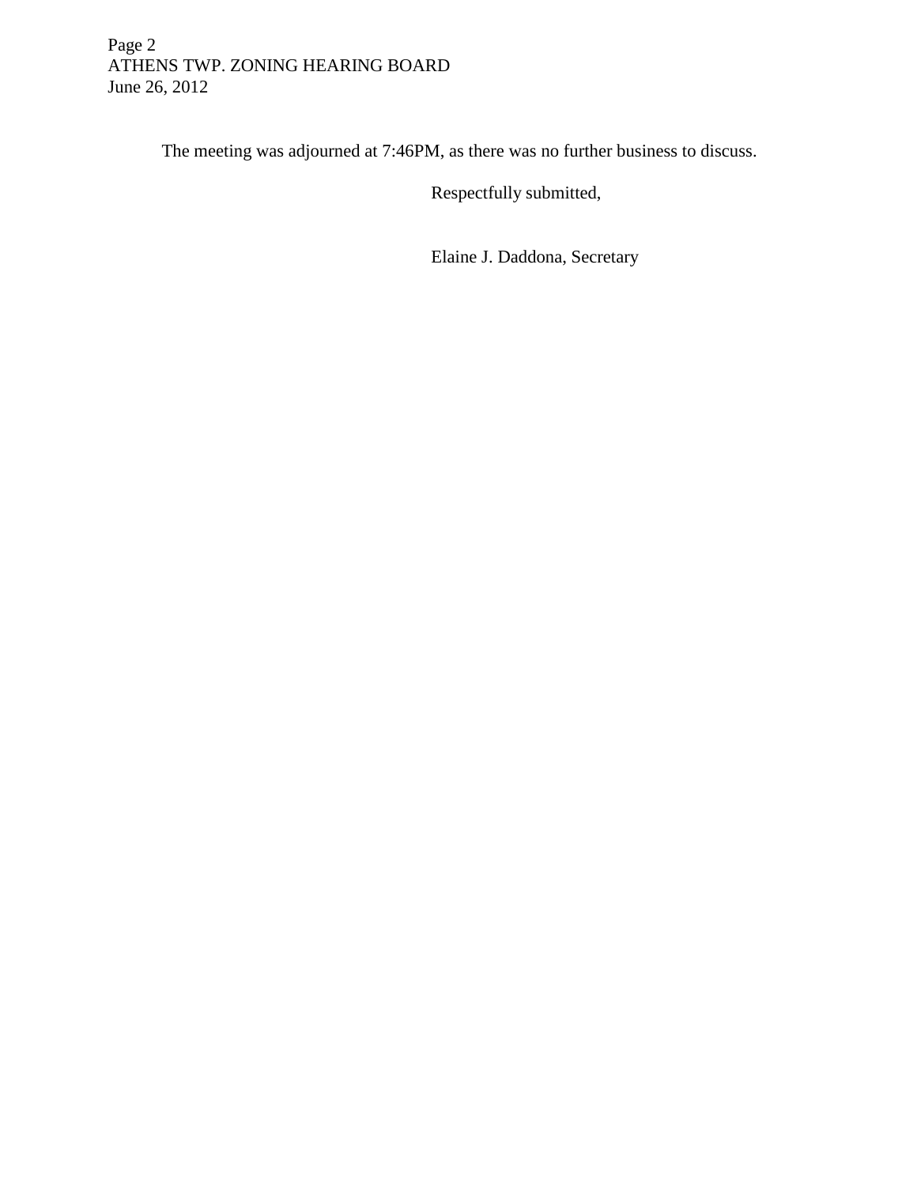The meeting was adjourned at 7:46PM, as there was no further business to discuss.

Respectfully submitted,

Elaine J. Daddona, Secretary